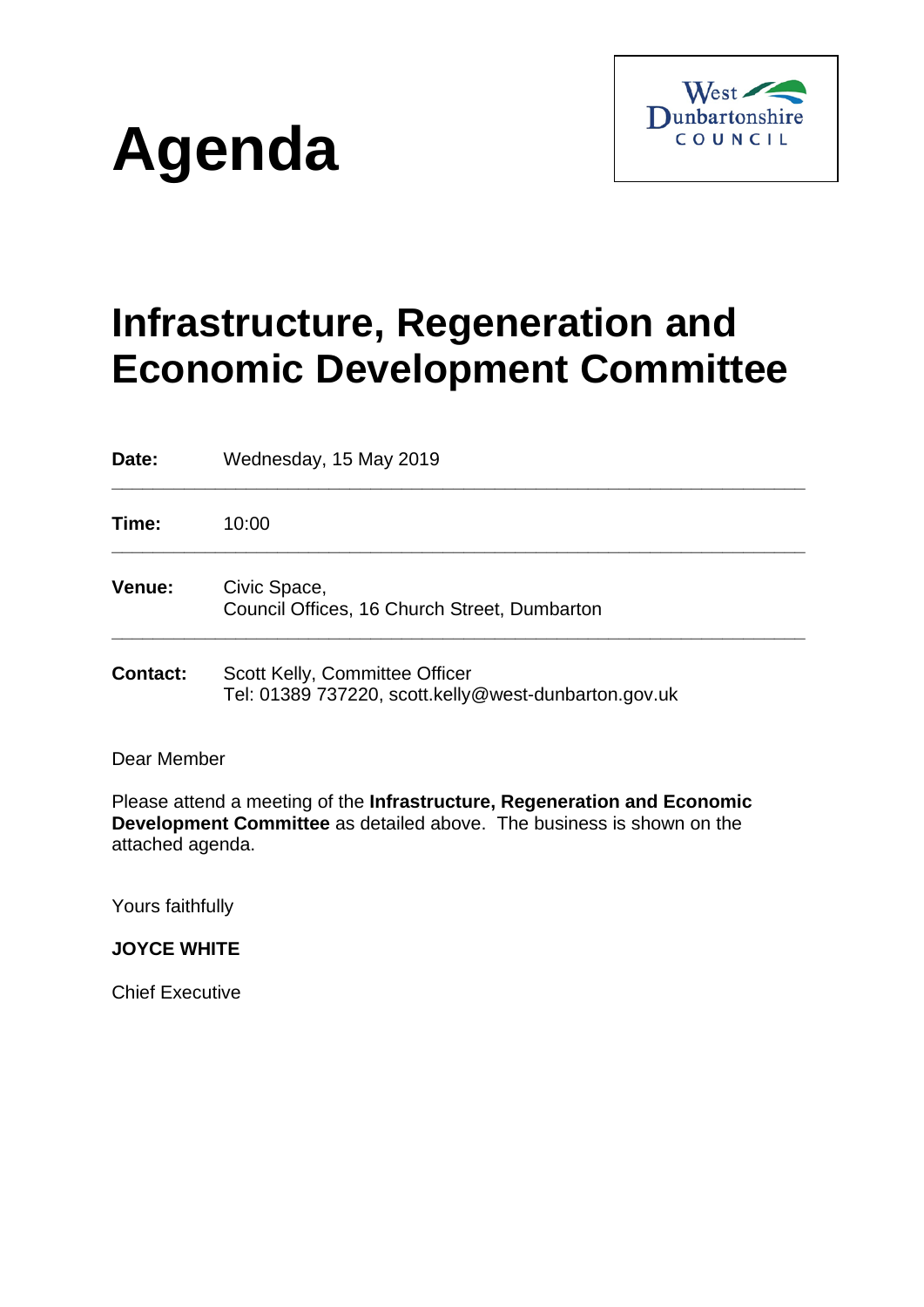# Agenda

West Dunbartonshire COUNCIL

# Infrastructure, Regeneration and Economic Development Committee

| | |
|---|---|
| **Date:** | Wednesday, 15 May 2019 |
| **Time:** | 10:00 |
| **Venue:** | Civic Space, Council Offices, 16 Church Street, Dumbarton |
| **Contact:** | Scott Kelly, Committee Officer Tel: 01389 737220, scott.kelly@west-dunbarton.gov.uk |

Dear Member

Please attend a meeting of the **Infrastructure, Regeneration and Economic Development Committee** as detailed above. The business is shown on the attached agenda.

Yours faithfully

**JOYCE WHITE**

Chief Executive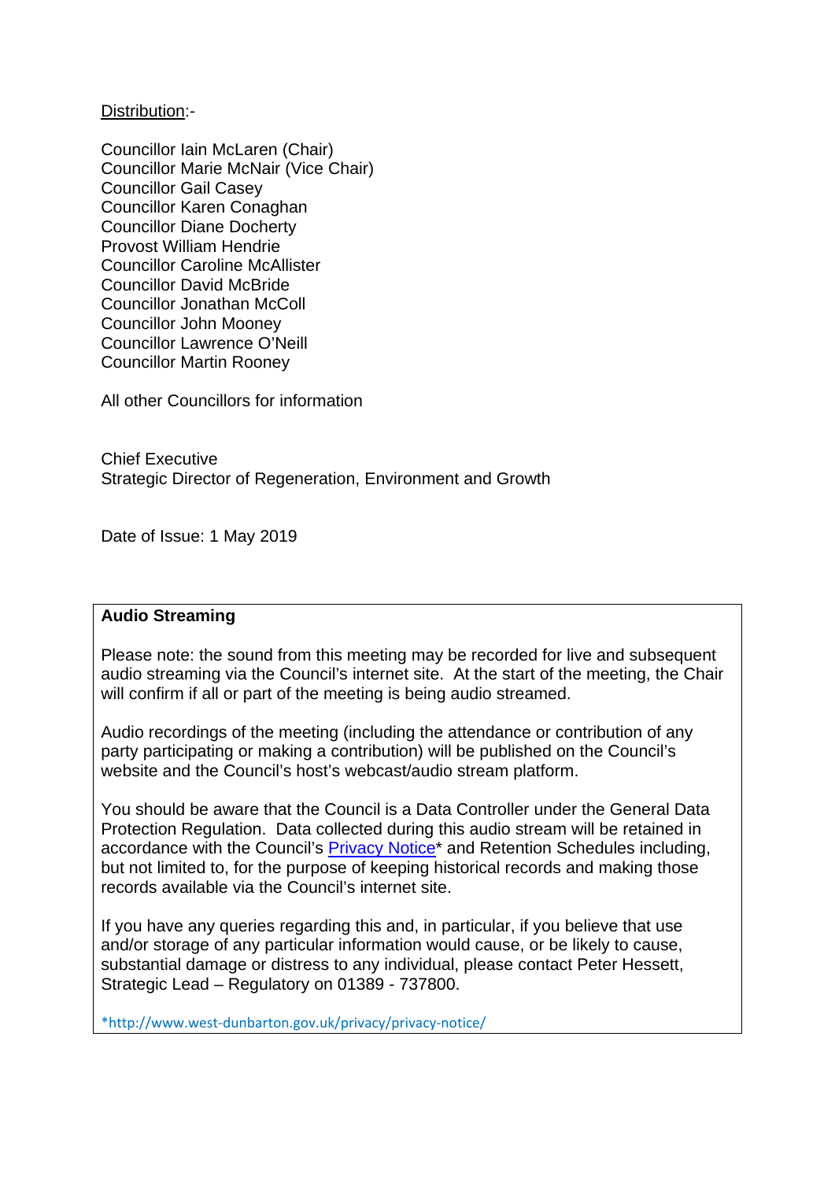Distribution:-

Councillor Iain McLaren (Chair)
Councillor Marie McNair (Vice Chair)
Councillor Gail Casey
Councillor Karen Conaghan
Councillor Diane Docherty
Provost William Hendrie
Councillor Caroline McAllister
Councillor David McBride
Councillor Jonathan McColl
Councillor John Mooney
Councillor Lawrence O'Neill
Councillor Martin Rooney

All other Councillors for information

Chief Executive
Strategic Director of Regeneration, Environment and Growth

Date of Issue: 1 May 2019

**Audio Streaming**

Please note: the sound from this meeting may be recorded for live and subsequent audio streaming via the Council's internet site. At the start of the meeting, the Chair will confirm if all or part of the meeting is being audio streamed.

Audio recordings of the meeting (including the attendance or contribution of any party participating or making a contribution) will be published on the Council's website and the Council's host's webcast/audio stream platform.

You should be aware that the Council is a Data Controller under the General Data Protection Regulation. Data collected during this audio stream will be retained in accordance with the Council's [Privacy Notice](http://www.west-dunbarton.gov.uk/privacy/privacy-notice/)* and Retention Schedules including, but not limited to, for the purpose of keeping historical records and making those records available via the Council's internet site.

If you have any queries regarding this and, in particular, if you believe that use and/or storage of any particular information would cause, or be likely to cause, substantial damage or distress to any individual, please contact Peter Hessett, Strategic Lead – Regulatory on 01389 - 737800.

*http://www.west-dunbarton.gov.uk/privacy/privacy-notice/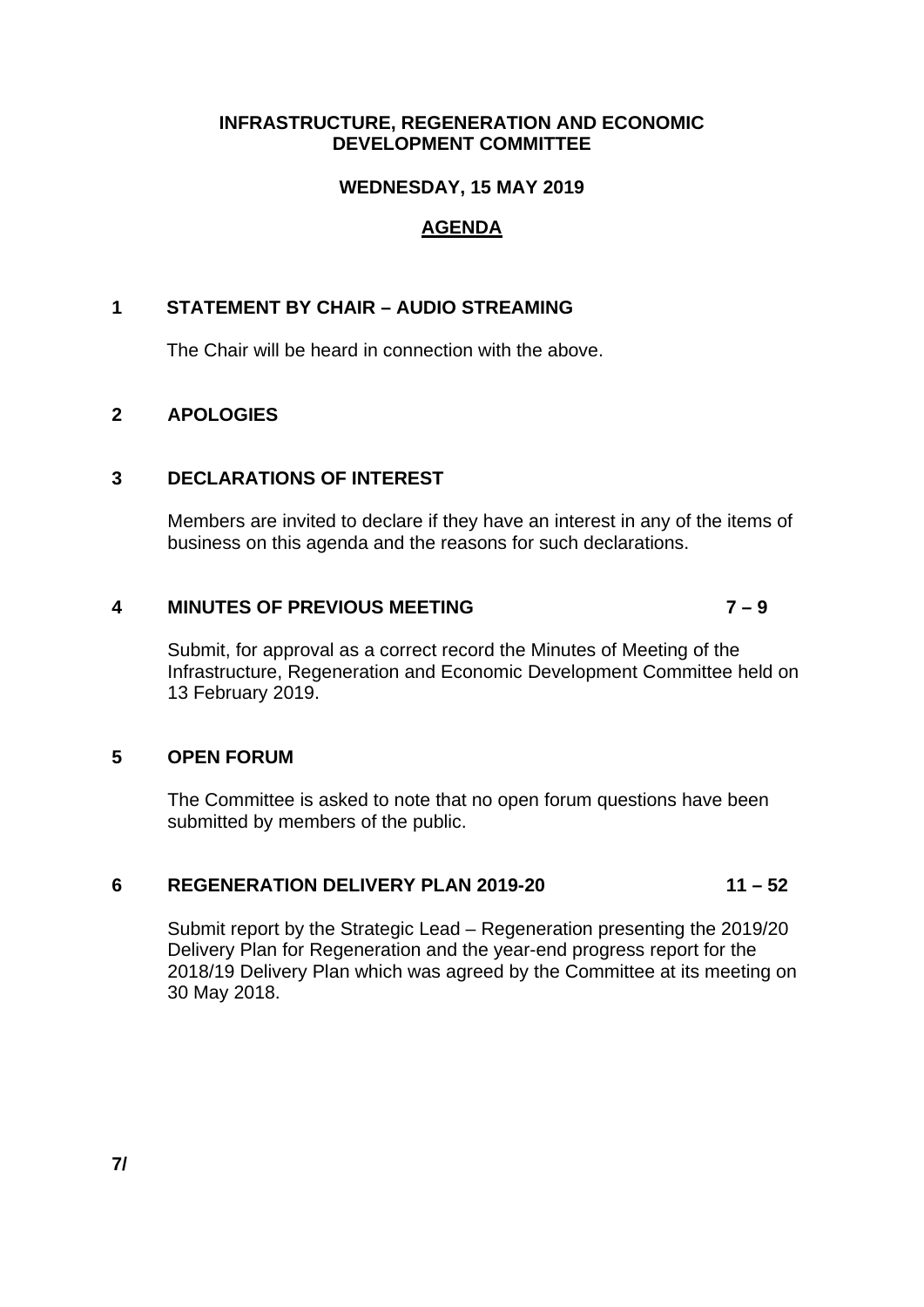# INFRASTRUCTURE, REGENERATION AND ECONOMIC DEVELOPMENT COMMITTEE

## WEDNESDAY, 15 MAY 2019

## AGENDA

**1 STATEMENT BY CHAIR – AUDIO STREAMING**

The Chair will be heard in connection with the above.

**2 APOLOGIES**

**3 DECLARATIONS OF INTEREST**

Members are invited to declare if they have an interest in any of the items of business on this agenda and the reasons for such declarations.

**4 MINUTES OF PREVIOUS MEETING** **7 – 9**

Submit, for approval as a correct record the Minutes of Meeting of the Infrastructure, Regeneration and Economic Development Committee held on 13 February 2019.

**5 OPEN FORUM**

The Committee is asked to note that no open forum questions have been submitted by members of the public.

**6 REGENERATION DELIVERY PLAN 2019-20** **11 – 52**

Submit report by the Strategic Lead – Regeneration presenting the 2019/20 Delivery Plan for Regeneration and the year-end progress report for the 2018/19 Delivery Plan which was agreed by the Committee at its meeting on 30 May 2018.

**7/**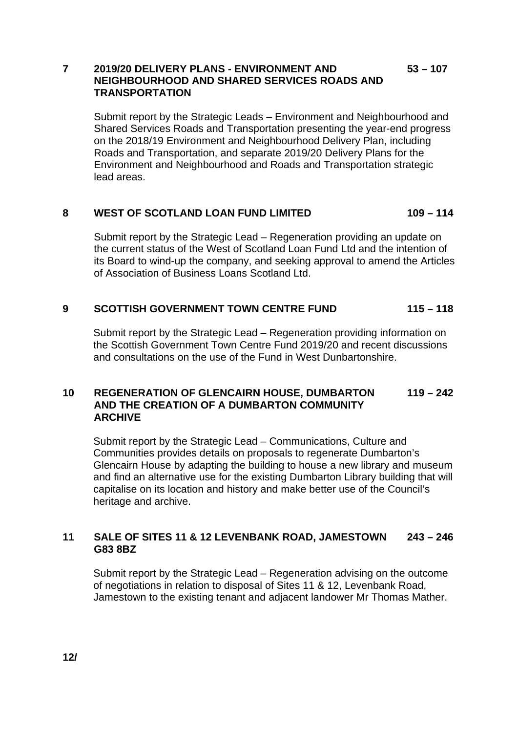**7 2019/20 DELIVERY PLANS - ENVIRONMENT AND NEIGHBOURHOOD AND SHARED SERVICES ROADS AND TRANSPORTATION** **53 – 107**

Submit report by the Strategic Leads – Environment and Neighbourhood and Shared Services Roads and Transportation presenting the year-end progress on the 2018/19 Environment and Neighbourhood Delivery Plan, including Roads and Transportation, and separate 2019/20 Delivery Plans for the Environment and Neighbourhood and Roads and Transportation strategic lead areas.

**8 WEST OF SCOTLAND LOAN FUND LIMITED** **109 – 114**

Submit report by the Strategic Lead – Regeneration providing an update on the current status of the West of Scotland Loan Fund Ltd and the intention of its Board to wind-up the company, and seeking approval to amend the Articles of Association of Business Loans Scotland Ltd.

**9 SCOTTISH GOVERNMENT TOWN CENTRE FUND** **115 – 118**

Submit report by the Strategic Lead – Regeneration providing information on the Scottish Government Town Centre Fund 2019/20 and recent discussions and consultations on the use of the Fund in West Dunbartonshire.

**10 REGENERATION OF GLENCAIRN HOUSE, DUMBARTON AND THE CREATION OF A DUMBARTON COMMUNITY ARCHIVE** **119 – 242**

Submit report by the Strategic Lead – Communications, Culture and Communities provides details on proposals to regenerate Dumbarton's Glencairn House by adapting the building to house a new library and museum and find an alternative use for the existing Dumbarton Library building that will capitalise on its location and history and make better use of the Council's heritage and archive.

**11 SALE OF SITES 11 & 12 LEVENBANK ROAD, JAMESTOWN G83 8BZ** **243 – 246**

Submit report by the Strategic Lead – Regeneration advising on the outcome of negotiations in relation to disposal of Sites 11 & 12, Levenbank Road, Jamestown to the existing tenant and adjacent landower Mr Thomas Mather.

**12/**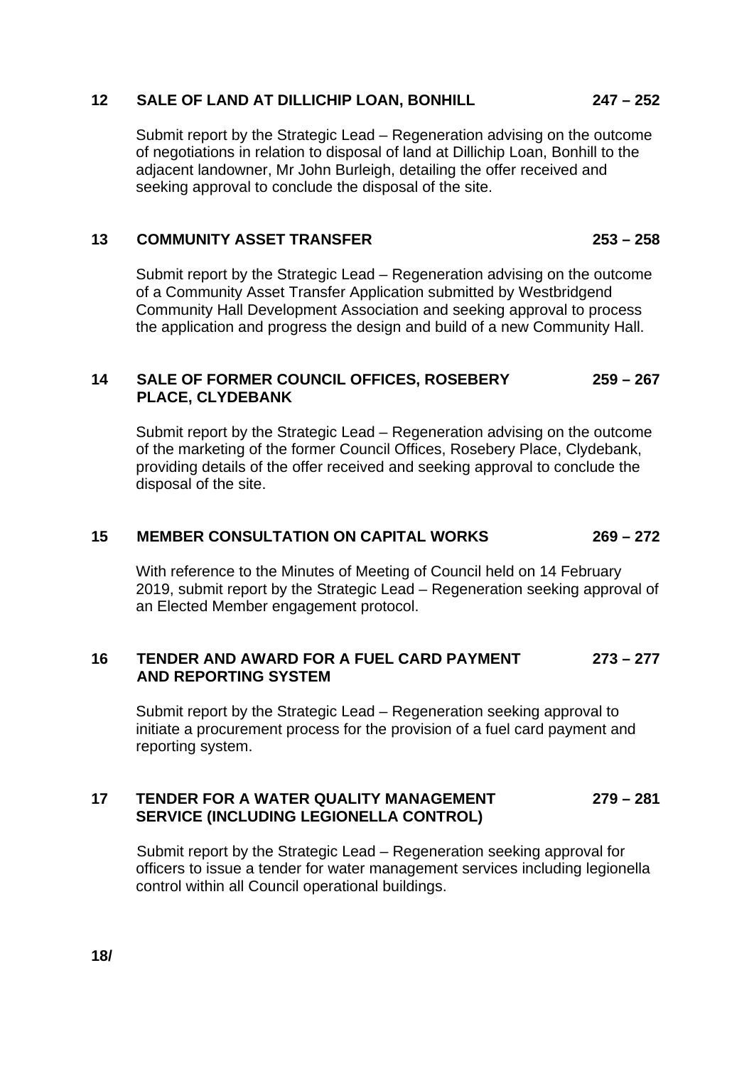**12 SALE OF LAND AT DILLICHIP LOAN, BONHILL 247 – 252**

Submit report by the Strategic Lead – Regeneration advising on the outcome of negotiations in relation to disposal of land at Dillichip Loan, Bonhill to the adjacent landowner, Mr John Burleigh, detailing the offer received and seeking approval to conclude the disposal of the site.

**13 COMMUNITY ASSET TRANSFER 253 – 258**

Submit report by the Strategic Lead – Regeneration advising on the outcome of a Community Asset Transfer Application submitted by Westbridgend Community Hall Development Association and seeking approval to process the application and progress the design and build of a new Community Hall.

**14 SALE OF FORMER COUNCIL OFFICES, ROSEBERY PLACE, CLYDEBANK 259 – 267**

Submit report by the Strategic Lead – Regeneration advising on the outcome of the marketing of the former Council Offices, Rosebery Place, Clydebank, providing details of the offer received and seeking approval to conclude the disposal of the site.

**15 MEMBER CONSULTATION ON CAPITAL WORKS 269 – 272**

With reference to the Minutes of Meeting of Council held on 14 February 2019, submit report by the Strategic Lead – Regeneration seeking approval of an Elected Member engagement protocol.

**16 TENDER AND AWARD FOR A FUEL CARD PAYMENT AND REPORTING SYSTEM 273 – 277**

Submit report by the Strategic Lead – Regeneration seeking approval to initiate a procurement process for the provision of a fuel card payment and reporting system.

**17 TENDER FOR A WATER QUALITY MANAGEMENT SERVICE (INCLUDING LEGIONELLA CONTROL) 279 – 281**

Submit report by the Strategic Lead – Regeneration seeking approval for officers to issue a tender for water management services including legionella control within all Council operational buildings.

**18/**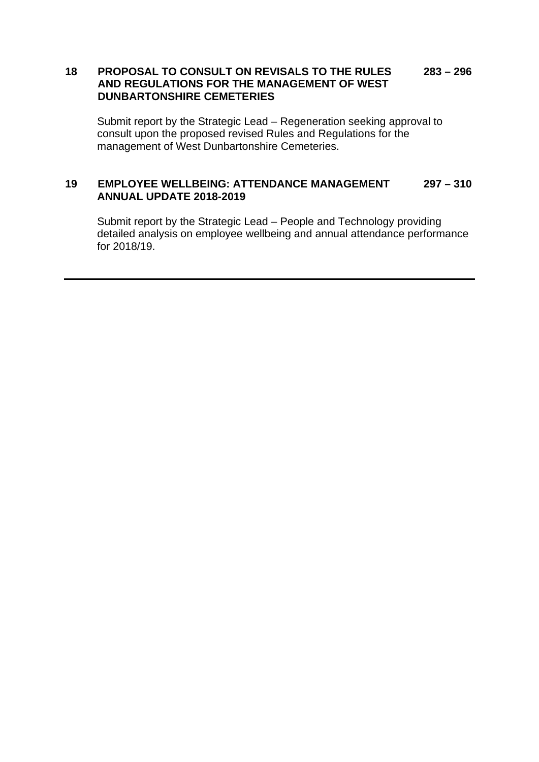**18 PROPOSAL TO CONSULT ON REVISALS TO THE RULES AND REGULATIONS FOR THE MANAGEMENT OF WEST DUNBARTONSHIRE CEMETERIES** **283 – 296**

Submit report by the Strategic Lead – Regeneration seeking approval to consult upon the proposed revised Rules and Regulations for the management of West Dunbartonshire Cemeteries.

**19 EMPLOYEE WELLBEING: ATTENDANCE MANAGEMENT ANNUAL UPDATE 2018-2019** **297 – 310**

Submit report by the Strategic Lead – People and Technology providing detailed analysis on employee wellbeing and annual attendance performance for 2018/19.

---